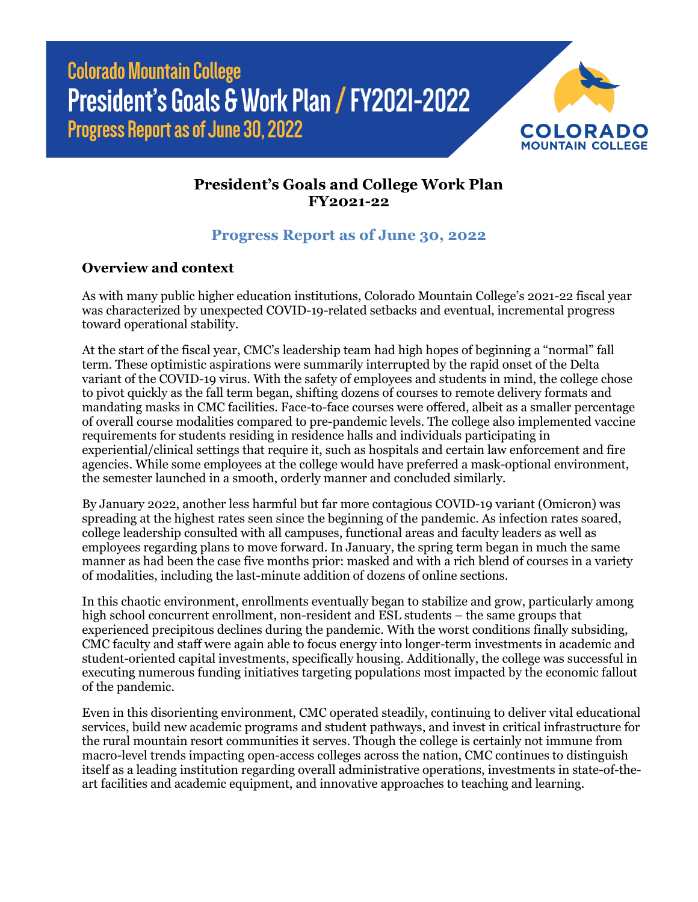# Colorado Mountain College
# President's Goals & Work Plan / FY2021-2022
## Progress Report as of June 30, 2022

COLORADO MOUNTAIN COLLEGE

**President's Goals and College Work Plan**
**FY2021-22**

## Progress Report as of June 30, 2022

### Overview and context

As with many public higher education institutions, Colorado Mountain College's 2021-22 fiscal year was characterized by unexpected COVID-19-related setbacks and eventual, incremental progress toward operational stability.

At the start of the fiscal year, CMC's leadership team had high hopes of beginning a "normal" fall term. These optimistic aspirations were summarily interrupted by the rapid onset of the Delta variant of the COVID-19 virus. With the safety of employees and students in mind, the college chose to pivot quickly as the fall term began, shifting dozens of courses to remote delivery formats and mandating masks in CMC facilities. Face-to-face courses were offered, albeit as a smaller percentage of overall course modalities compared to pre-pandemic levels. The college also implemented vaccine requirements for students residing in residence halls and individuals participating in experiential/clinical settings that require it, such as hospitals and certain law enforcement and fire agencies. While some employees at the college would have preferred a mask-optional environment, the semester launched in a smooth, orderly manner and concluded similarly.

By January 2022, another less harmful but far more contagious COVID-19 variant (Omicron) was spreading at the highest rates seen since the beginning of the pandemic. As infection rates soared, college leadership consulted with all campuses, functional areas and faculty leaders as well as employees regarding plans to move forward. In January, the spring term began in much the same manner as had been the case five months prior: masked and with a rich blend of courses in a variety of modalities, including the last-minute addition of dozens of online sections.

In this chaotic environment, enrollments eventually began to stabilize and grow, particularly among high school concurrent enrollment, non-resident and ESL students – the same groups that experienced precipitous declines during the pandemic. With the worst conditions finally subsiding, CMC faculty and staff were again able to focus energy into longer-term investments in academic and student-oriented capital investments, specifically housing. Additionally, the college was successful in executing numerous funding initiatives targeting populations most impacted by the economic fallout of the pandemic.

Even in this disorienting environment, CMC operated steadily, continuing to deliver vital educational services, build new academic programs and student pathways, and invest in critical infrastructure for the rural mountain resort communities it serves. Though the college is certainly not immune from macro-level trends impacting open-access colleges across the nation, CMC continues to distinguish itself as a leading institution regarding overall administrative operations, investments in state-of-the-art facilities and academic equipment, and innovative approaches to teaching and learning.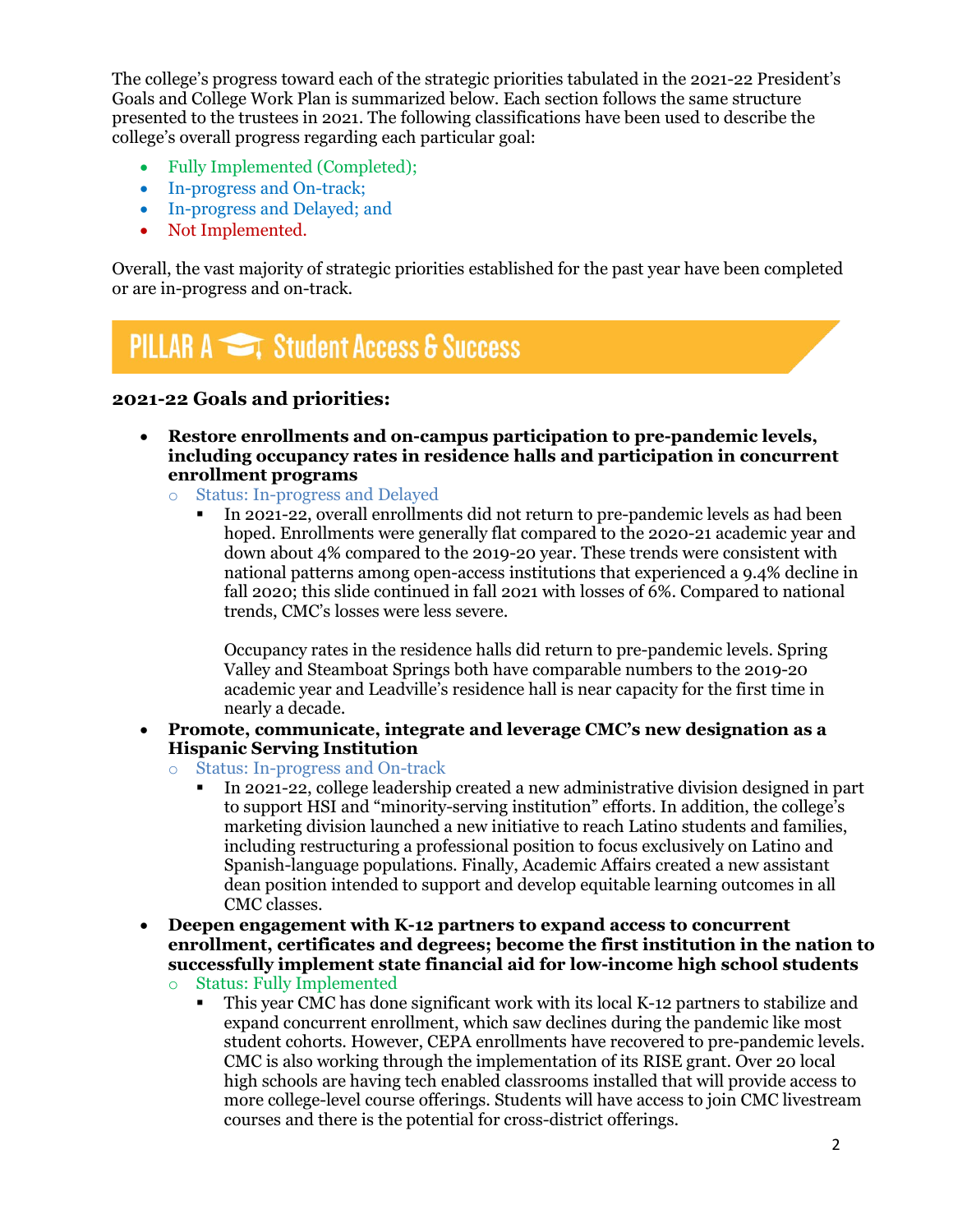The college's progress toward each of the strategic priorities tabulated in the 2021-22 President's Goals and College Work Plan is summarized below. Each section follows the same structure presented to the trustees in 2021. The following classifications have been used to describe the college's overall progress regarding each particular goal:

- Fully Implemented (Completed);
- In-progress and On-track;
- In-progress and Delayed; and
- Not Implemented.

Overall, the vast majority of strategic priorities established for the past year have been completed or are in-progress and on-track.

## PILLAR A Student Access & Success

### 2021-22 Goals and priorities:

- **Restore enrollments and on-campus participation to pre-pandemic levels, including occupancy rates in residence halls and participation in concurrent enrollment programs**
  - Status: In-progress and Delayed
    - In 2021-22, overall enrollments did not return to pre-pandemic levels as had been hoped. Enrollments were generally flat compared to the 2020-21 academic year and down about 4% compared to the 2019-20 year. These trends were consistent with national patterns among open-access institutions that experienced a 9.4% decline in fall 2020; this slide continued in fall 2021 with losses of 6%. Compared to national trends, CMC's losses were less severe.

      Occupancy rates in the residence halls did return to pre-pandemic levels. Spring Valley and Steamboat Springs both have comparable numbers to the 2019-20 academic year and Leadville's residence hall is near capacity for the first time in nearly a decade.
- **Promote, communicate, integrate and leverage CMC's new designation as a Hispanic Serving Institution**
  - Status: In-progress and On-track
    - In 2021-22, college leadership created a new administrative division designed in part to support HSI and "minority-serving institution" efforts. In addition, the college's marketing division launched a new initiative to reach Latino students and families, including restructuring a professional position to focus exclusively on Latino and Spanish-language populations. Finally, Academic Affairs created a new assistant dean position intended to support and develop equitable learning outcomes in all CMC classes.
- **Deepen engagement with K-12 partners to expand access to concurrent enrollment, certificates and degrees; become the first institution in the nation to successfully implement state financial aid for low-income high school students**
  - Status: Fully Implemented
    - This year CMC has done significant work with its local K-12 partners to stabilize and expand concurrent enrollment, which saw declines during the pandemic like most student cohorts. However, CEPA enrollments have recovered to pre-pandemic levels. CMC is also working through the implementation of its RISE grant. Over 20 local high schools are having tech enabled classrooms installed that will provide access to more college-level course offerings. Students will have access to join CMC livestream courses and there is the potential for cross-district offerings.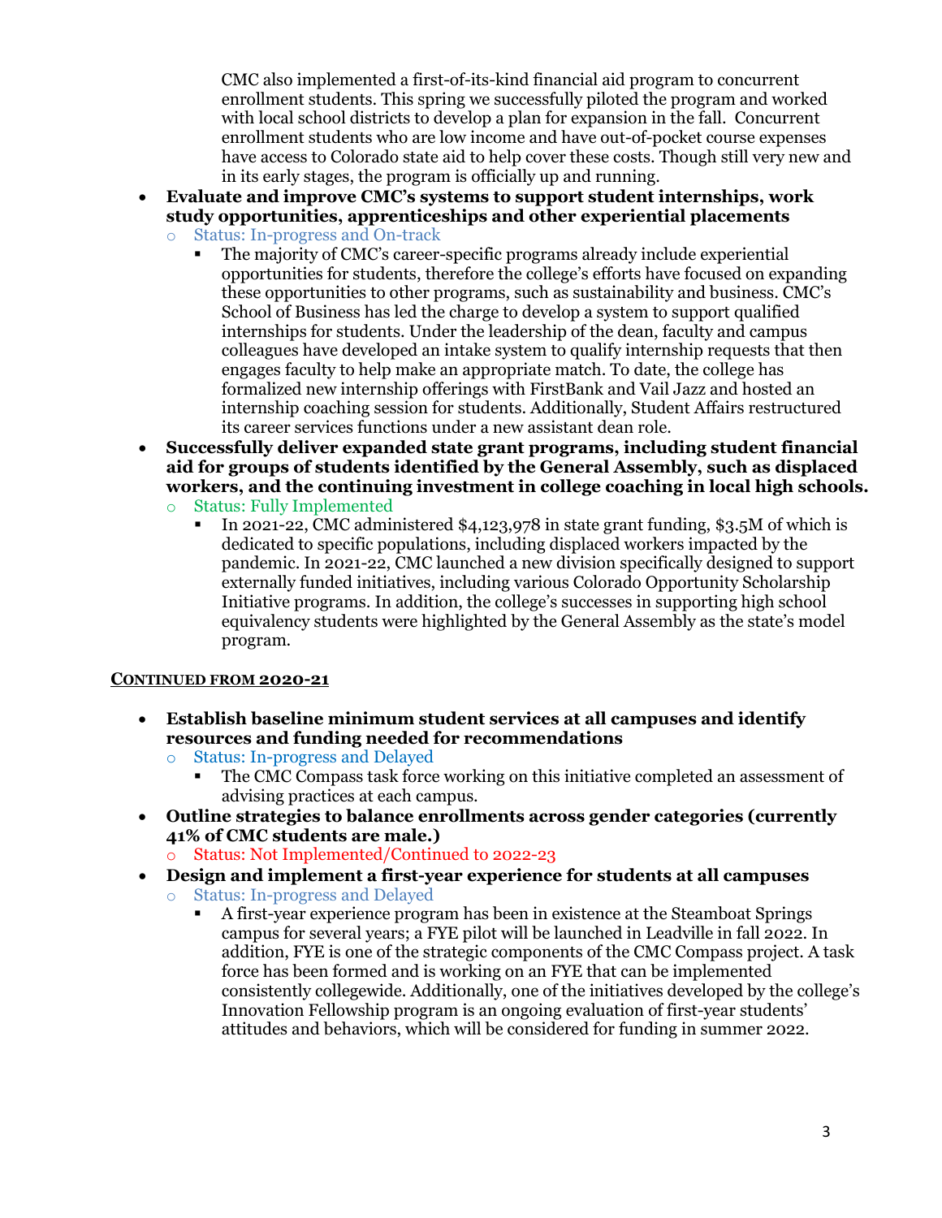CMC also implemented a first-of-its-kind financial aid program to concurrent enrollment students. This spring we successfully piloted the program and worked with local school districts to develop a plan for expansion in the fall. Concurrent enrollment students who are low income and have out-of-pocket course expenses have access to Colorado state aid to help cover these costs. Though still very new and in its early stages, the program is officially up and running.

- **Evaluate and improve CMC's systems to support student internships, work study opportunities, apprenticeships and other experiential placements**
  - Status: In-progress and On-track
    - The majority of CMC's career-specific programs already include experiential opportunities for students, therefore the college's efforts have focused on expanding these opportunities to other programs, such as sustainability and business. CMC's School of Business has led the charge to develop a system to support qualified internships for students. Under the leadership of the dean, faculty and campus colleagues have developed an intake system to qualify internship requests that then engages faculty to help make an appropriate match. To date, the college has formalized new internship offerings with FirstBank and Vail Jazz and hosted an internship coaching session for students. Additionally, Student Affairs restructured its career services functions under a new assistant dean role.
- **Successfully deliver expanded state grant programs, including student financial aid for groups of students identified by the General Assembly, such as displaced workers, and the continuing investment in college coaching in local high schools.**
  - Status: Fully Implemented
    - In 2021-22, CMC administered $4,123,978 in state grant funding, $3.5M of which is dedicated to specific populations, including displaced workers impacted by the pandemic. In 2021-22, CMC launched a new division specifically designed to support externally funded initiatives, including various Colorado Opportunity Scholarship Initiative programs. In addition, the college's successes in supporting high school equivalency students were highlighted by the General Assembly as the state's model program.

**CONTINUED FROM 2020-21**

- **Establish baseline minimum student services at all campuses and identify resources and funding needed for recommendations**
  - Status: In-progress and Delayed
    - The CMC Compass task force working on this initiative completed an assessment of advising practices at each campus.
- **Outline strategies to balance enrollments across gender categories (currently 41% of CMC students are male.)**
  - Status: Not Implemented/Continued to 2022-23
- **Design and implement a first-year experience for students at all campuses**
  - Status: In-progress and Delayed
    - A first-year experience program has been in existence at the Steamboat Springs campus for several years; a FYE pilot will be launched in Leadville in fall 2022. In addition, FYE is one of the strategic components of the CMC Compass project. A task force has been formed and is working on an FYE that can be implemented consistently collegewide. Additionally, one of the initiatives developed by the college's Innovation Fellowship program is an ongoing evaluation of first-year students' attitudes and behaviors, which will be considered for funding in summer 2022.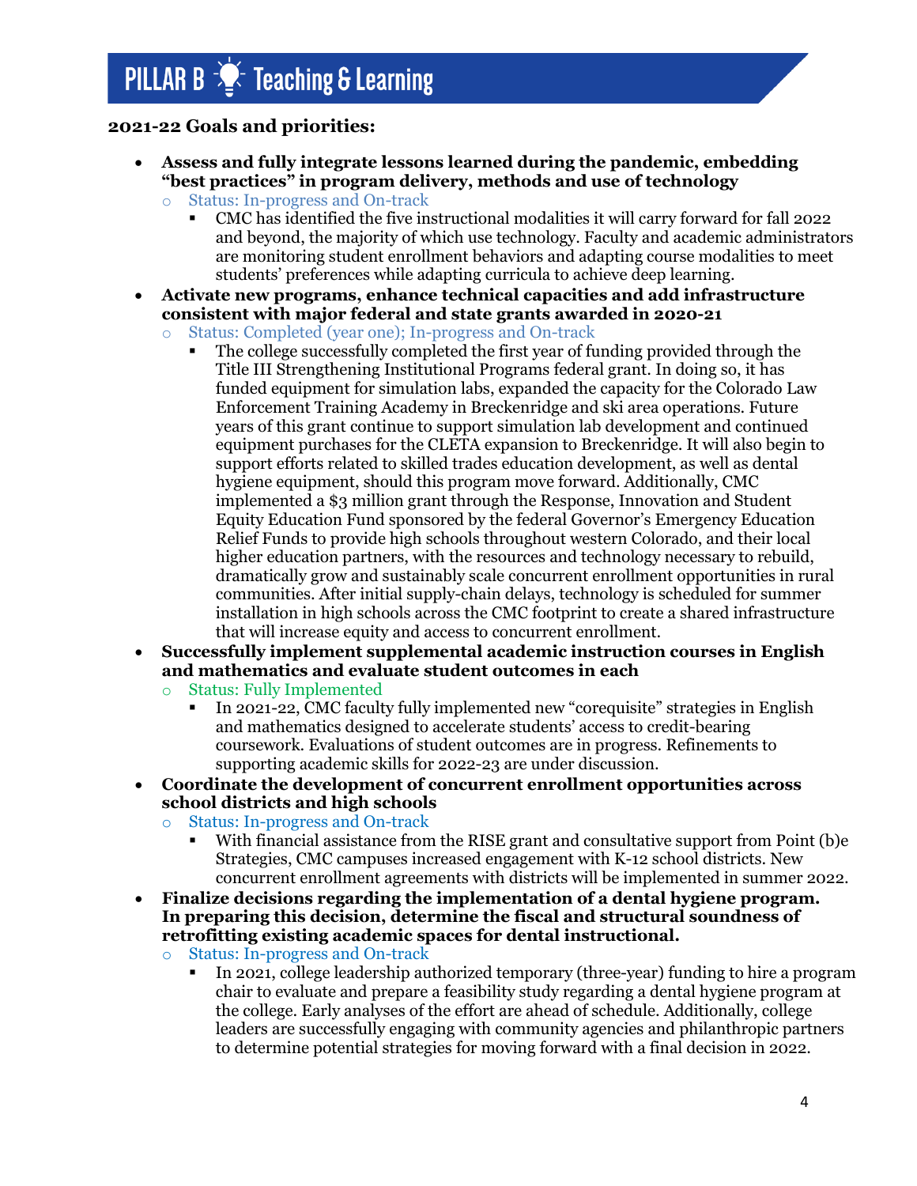# PILLAR B Teaching & Learning

**2021-22 Goals and priorities:**

- **Assess and fully integrate lessons learned during the pandemic, embedding "best practices" in program delivery, methods and use of technology**
  - Status: In-progress and On-track
    - CMC has identified the five instructional modalities it will carry forward for fall 2022 and beyond, the majority of which use technology. Faculty and academic administrators are monitoring student enrollment behaviors and adapting course modalities to meet students' preferences while adapting curricula to achieve deep learning.
- **Activate new programs, enhance technical capacities and add infrastructure consistent with major federal and state grants awarded in 2020-21**
  - Status: Completed (year one); In-progress and On-track
    - The college successfully completed the first year of funding provided through the Title III Strengthening Institutional Programs federal grant. In doing so, it has funded equipment for simulation labs, expanded the capacity for the Colorado Law Enforcement Training Academy in Breckenridge and ski area operations. Future years of this grant continue to support simulation lab development and continued equipment purchases for the CLETA expansion to Breckenridge. It will also begin to support efforts related to skilled trades education development, as well as dental hygiene equipment, should this program move forward. Additionally, CMC implemented a $3 million grant through the Response, Innovation and Student Equity Education Fund sponsored by the federal Governor's Emergency Education Relief Funds to provide high schools throughout western Colorado, and their local higher education partners, with the resources and technology necessary to rebuild, dramatically grow and sustainably scale concurrent enrollment opportunities in rural communities. After initial supply-chain delays, technology is scheduled for summer installation in high schools across the CMC footprint to create a shared infrastructure that will increase equity and access to concurrent enrollment.
- **Successfully implement supplemental academic instruction courses in English and mathematics and evaluate student outcomes in each**
  - Status: Fully Implemented
    - In 2021-22, CMC faculty fully implemented new "corequisite" strategies in English and mathematics designed to accelerate students' access to credit-bearing coursework. Evaluations of student outcomes are in progress. Refinements to supporting academic skills for 2022-23 are under discussion.
- **Coordinate the development of concurrent enrollment opportunities across school districts and high schools**
  - Status: In-progress and On-track
    - With financial assistance from the RISE grant and consultative support from Point (b)e Strategies, CMC campuses increased engagement with K-12 school districts. New concurrent enrollment agreements with districts will be implemented in summer 2022.
- **Finalize decisions regarding the implementation of a dental hygiene program. In preparing this decision, determine the fiscal and structural soundness of retrofitting existing academic spaces for dental instructional.**
  - Status: In-progress and On-track
    - In 2021, college leadership authorized temporary (three-year) funding to hire a program chair to evaluate and prepare a feasibility study regarding a dental hygiene program at the college. Early analyses of the effort are ahead of schedule. Additionally, college leaders are successfully engaging with community agencies and philanthropic partners to determine potential strategies for moving forward with a final decision in 2022.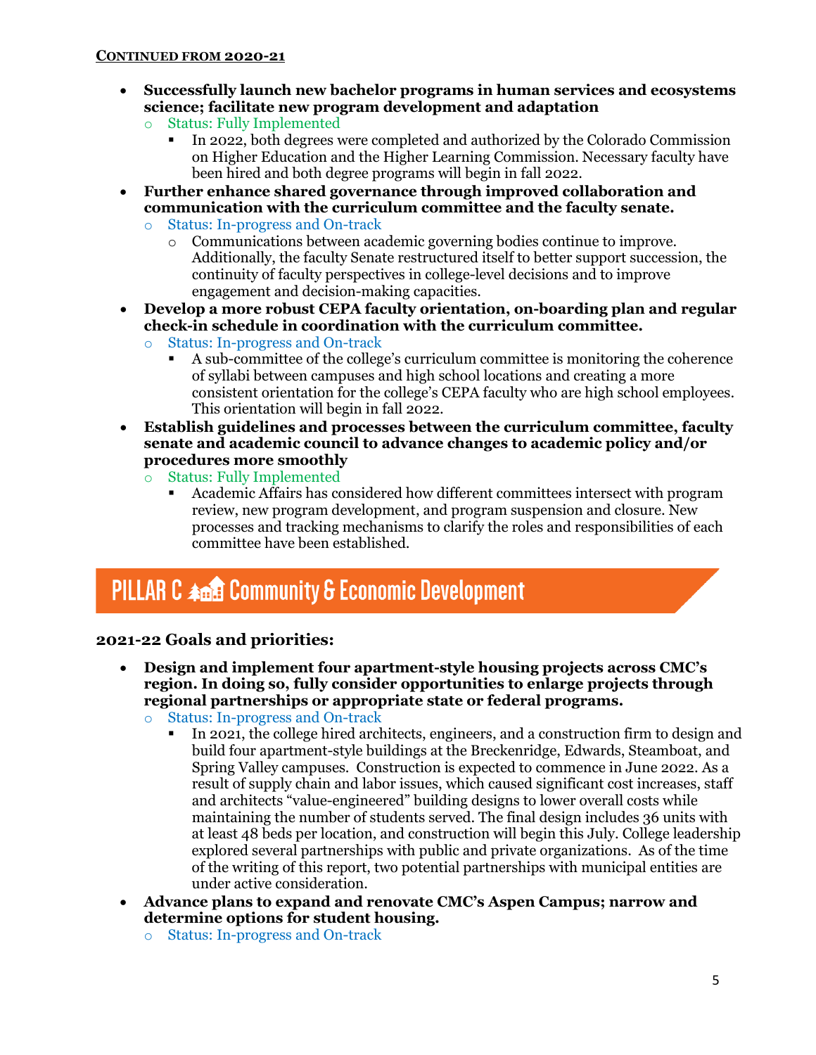**CONTINUED FROM 2020-21**

- **Successfully launch new bachelor programs in human services and ecosystems science; facilitate new program development and adaptation**
  - Status: Fully Implemented
    - In 2022, both degrees were completed and authorized by the Colorado Commission on Higher Education and the Higher Learning Commission. Necessary faculty have been hired and both degree programs will begin in fall 2022.
- **Further enhance shared governance through improved collaboration and communication with the curriculum committee and the faculty senate.**
  - Status: In-progress and On-track
    - Communications between academic governing bodies continue to improve. Additionally, the faculty Senate restructured itself to better support succession, the continuity of faculty perspectives in college-level decisions and to improve engagement and decision-making capacities.
- **Develop a more robust CEPA faculty orientation, on-boarding plan and regular check-in schedule in coordination with the curriculum committee.**
  - Status: In-progress and On-track
    - A sub-committee of the college's curriculum committee is monitoring the coherence of syllabi between campuses and high school locations and creating a more consistent orientation for the college's CEPA faculty who are high school employees. This orientation will begin in fall 2022.
- **Establish guidelines and processes between the curriculum committee, faculty senate and academic council to advance changes to academic policy and/or procedures more smoothly**
  - Status: Fully Implemented
    - Academic Affairs has considered how different committees intersect with program review, new program development, and program suspension and closure. New processes and tracking mechanisms to clarify the roles and responsibilities of each committee have been established.

## PILLAR C Community & Economic Development

### 2021-22 Goals and priorities:

- **Design and implement four apartment-style housing projects across CMC's region. In doing so, fully consider opportunities to enlarge projects through regional partnerships or appropriate state or federal programs.**
  - Status: In-progress and On-track
    - In 2021, the college hired architects, engineers, and a construction firm to design and build four apartment-style buildings at the Breckenridge, Edwards, Steamboat, and Spring Valley campuses. Construction is expected to commence in June 2022. As a result of supply chain and labor issues, which caused significant cost increases, staff and architects "value-engineered" building designs to lower overall costs while maintaining the number of students served. The final design includes 36 units with at least 48 beds per location, and construction will begin this July. College leadership explored several partnerships with public and private organizations. As of the time of the writing of this report, two potential partnerships with municipal entities are under active consideration.
- **Advance plans to expand and renovate CMC's Aspen Campus; narrow and determine options for student housing.**
  - Status: In-progress and On-track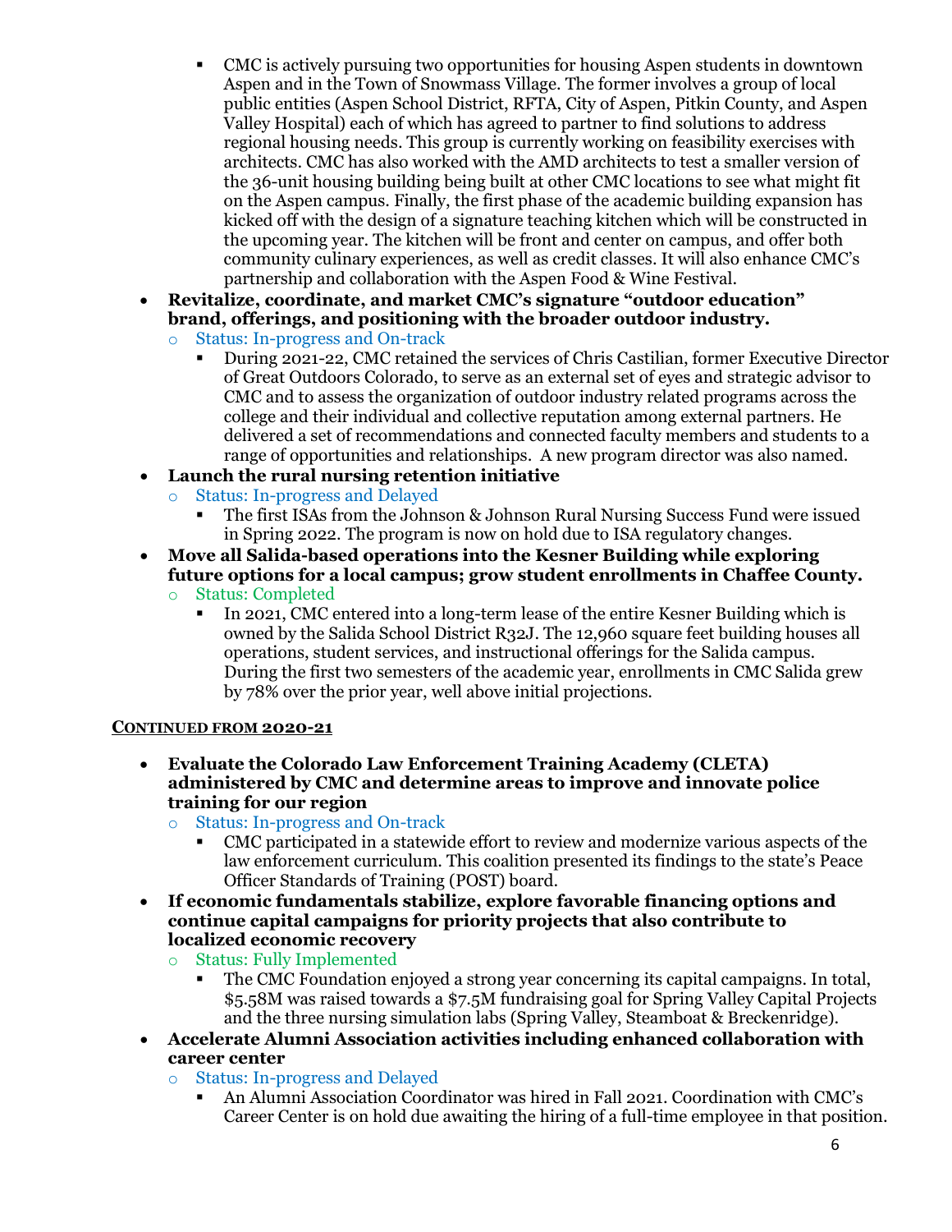- CMC is actively pursuing two opportunities for housing Aspen students in downtown Aspen and in the Town of Snowmass Village. The former involves a group of local public entities (Aspen School District, RFTA, City of Aspen, Pitkin County, and Aspen Valley Hospital) each of which has agreed to partner to find solutions to address regional housing needs. This group is currently working on feasibility exercises with architects. CMC has also worked with the AMD architects to test a smaller version of the 36-unit housing building being built at other CMC locations to see what might fit on the Aspen campus. Finally, the first phase of the academic building expansion has kicked off with the design of a signature teaching kitchen which will be constructed in the upcoming year. The kitchen will be front and center on campus, and offer both community culinary experiences, as well as credit classes. It will also enhance CMC's partnership and collaboration with the Aspen Food & Wine Festival.

- **Revitalize, coordinate, and market CMC's signature "outdoor education" brand, offerings, and positioning with the broader outdoor industry.**
    - Status: In-progress and On-track
        - During 2021-22, CMC retained the services of Chris Castilian, former Executive Director of Great Outdoors Colorado, to serve as an external set of eyes and strategic advisor to CMC and to assess the organization of outdoor industry related programs across the college and their individual and collective reputation among external partners. He delivered a set of recommendations and connected faculty members and students to a range of opportunities and relationships. A new program director was also named.
- **Launch the rural nursing retention initiative**
    - Status: In-progress and Delayed
        - The first ISAs from the Johnson & Johnson Rural Nursing Success Fund were issued in Spring 2022. The program is now on hold due to ISA regulatory changes.
- **Move all Salida-based operations into the Kesner Building while exploring future options for a local campus; grow student enrollments in Chaffee County.**
    - Status: Completed
        - In 2021, CMC entered into a long-term lease of the entire Kesner Building which is owned by the Salida School District R32J. The 12,960 square feet building houses all operations, student services, and instructional offerings for the Salida campus. During the first two semesters of the academic year, enrollments in CMC Salida grew by 78% over the prior year, well above initial projections.

**CONTINUED FROM 2020-21**

- **Evaluate the Colorado Law Enforcement Training Academy (CLETA) administered by CMC and determine areas to improve and innovate police training for our region**
    - Status: In-progress and On-track
        - CMC participated in a statewide effort to review and modernize various aspects of the law enforcement curriculum. This coalition presented its findings to the state's Peace Officer Standards of Training (POST) board.
- **If economic fundamentals stabilize, explore favorable financing options and continue capital campaigns for priority projects that also contribute to localized economic recovery**
    - Status: Fully Implemented
        - The CMC Foundation enjoyed a strong year concerning its capital campaigns. In total, $5.58M was raised towards a $7.5M fundraising goal for Spring Valley Capital Projects and the three nursing simulation labs (Spring Valley, Steamboat & Breckenridge).
- **Accelerate Alumni Association activities including enhanced collaboration with career center**
    - Status: In-progress and Delayed
        - An Alumni Association Coordinator was hired in Fall 2021. Coordination with CMC's Career Center is on hold due awaiting the hiring of a full-time employee in that position.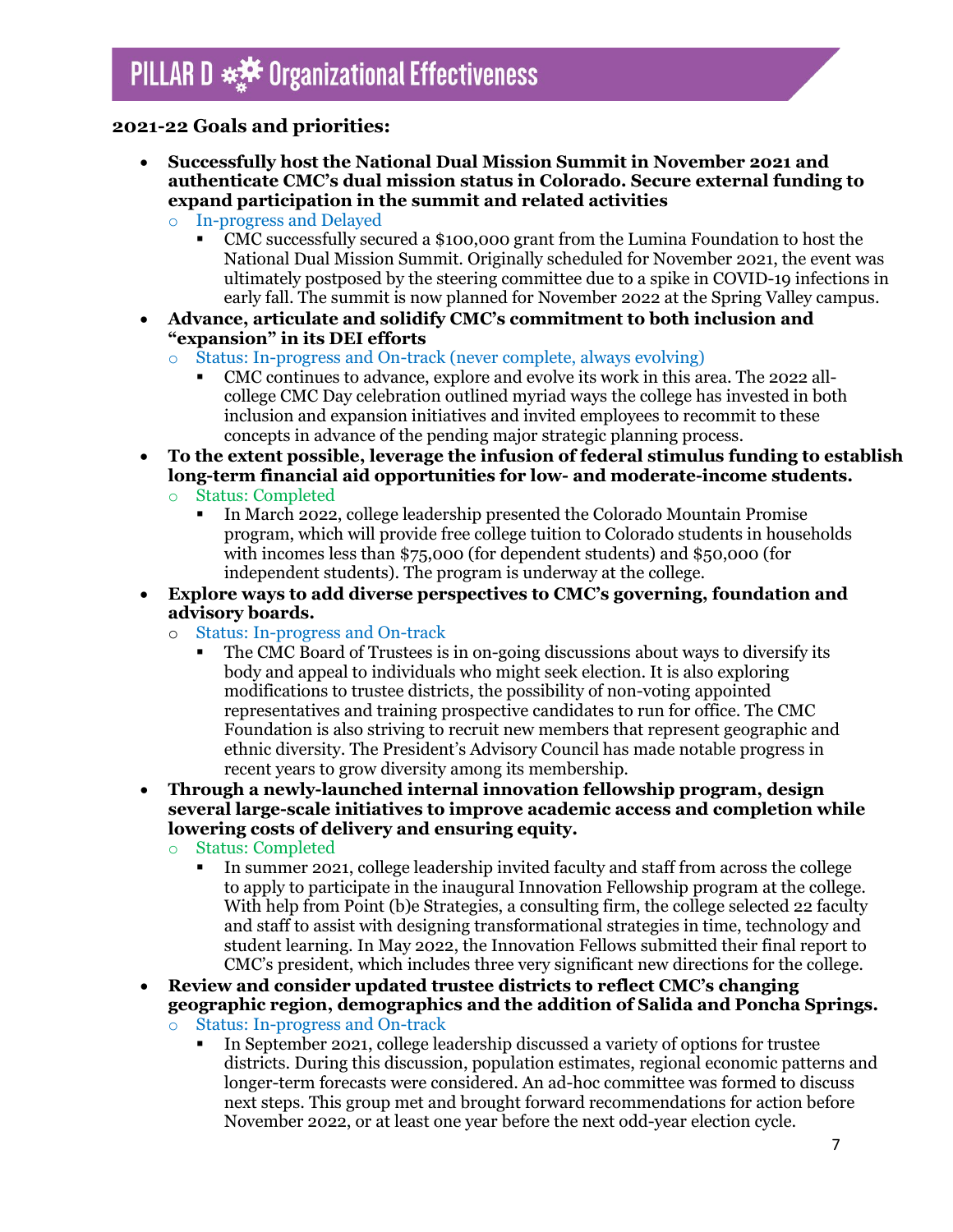# PILLAR D Organizational Effectiveness

**2021-22 Goals and priorities:**

- **Successfully host the National Dual Mission Summit in November 2021 and authenticate CMC's dual mission status in Colorado. Secure external funding to expand participation in the summit and related activities**
  - In-progress and Delayed
    - CMC successfully secured a $100,000 grant from the Lumina Foundation to host the National Dual Mission Summit. Originally scheduled for November 2021, the event was ultimately postposed by the steering committee due to a spike in COVID-19 infections in early fall. The summit is now planned for November 2022 at the Spring Valley campus.
- **Advance, articulate and solidify CMC's commitment to both inclusion and "expansion" in its DEI efforts**
  - Status: In-progress and On-track (never complete, always evolving)
    - CMC continues to advance, explore and evolve its work in this area. The 2022 all-college CMC Day celebration outlined myriad ways the college has invested in both inclusion and expansion initiatives and invited employees to recommit to these concepts in advance of the pending major strategic planning process.
- **To the extent possible, leverage the infusion of federal stimulus funding to establish long-term financial aid opportunities for low- and moderate-income students.**
  - Status: Completed
    - In March 2022, college leadership presented the Colorado Mountain Promise program, which will provide free college tuition to Colorado students in households with incomes less than $75,000 (for dependent students) and $50,000 (for independent students). The program is underway at the college.
- **Explore ways to add diverse perspectives to CMC's governing, foundation and advisory boards.**
  - Status: In-progress and On-track
    - The CMC Board of Trustees is in on-going discussions about ways to diversify its body and appeal to individuals who might seek election. It is also exploring modifications to trustee districts, the possibility of non-voting appointed representatives and training prospective candidates to run for office. The CMC Foundation is also striving to recruit new members that represent geographic and ethnic diversity. The President's Advisory Council has made notable progress in recent years to grow diversity among its membership.
- **Through a newly-launched internal innovation fellowship program, design several large-scale initiatives to improve academic access and completion while lowering costs of delivery and ensuring equity.**
  - Status: Completed
    - In summer 2021, college leadership invited faculty and staff from across the college to apply to participate in the inaugural Innovation Fellowship program at the college. With help from Point (b)e Strategies, a consulting firm, the college selected 22 faculty and staff to assist with designing transformational strategies in time, technology and student learning. In May 2022, the Innovation Fellows submitted their final report to CMC's president, which includes three very significant new directions for the college.
- **Review and consider updated trustee districts to reflect CMC's changing geographic region, demographics and the addition of Salida and Poncha Springs.**
  - Status: In-progress and On-track
    - In September 2021, college leadership discussed a variety of options for trustee districts. During this discussion, population estimates, regional economic patterns and longer-term forecasts were considered. An ad-hoc committee was formed to discuss next steps. This group met and brought forward recommendations for action before November 2022, or at least one year before the next odd-year election cycle.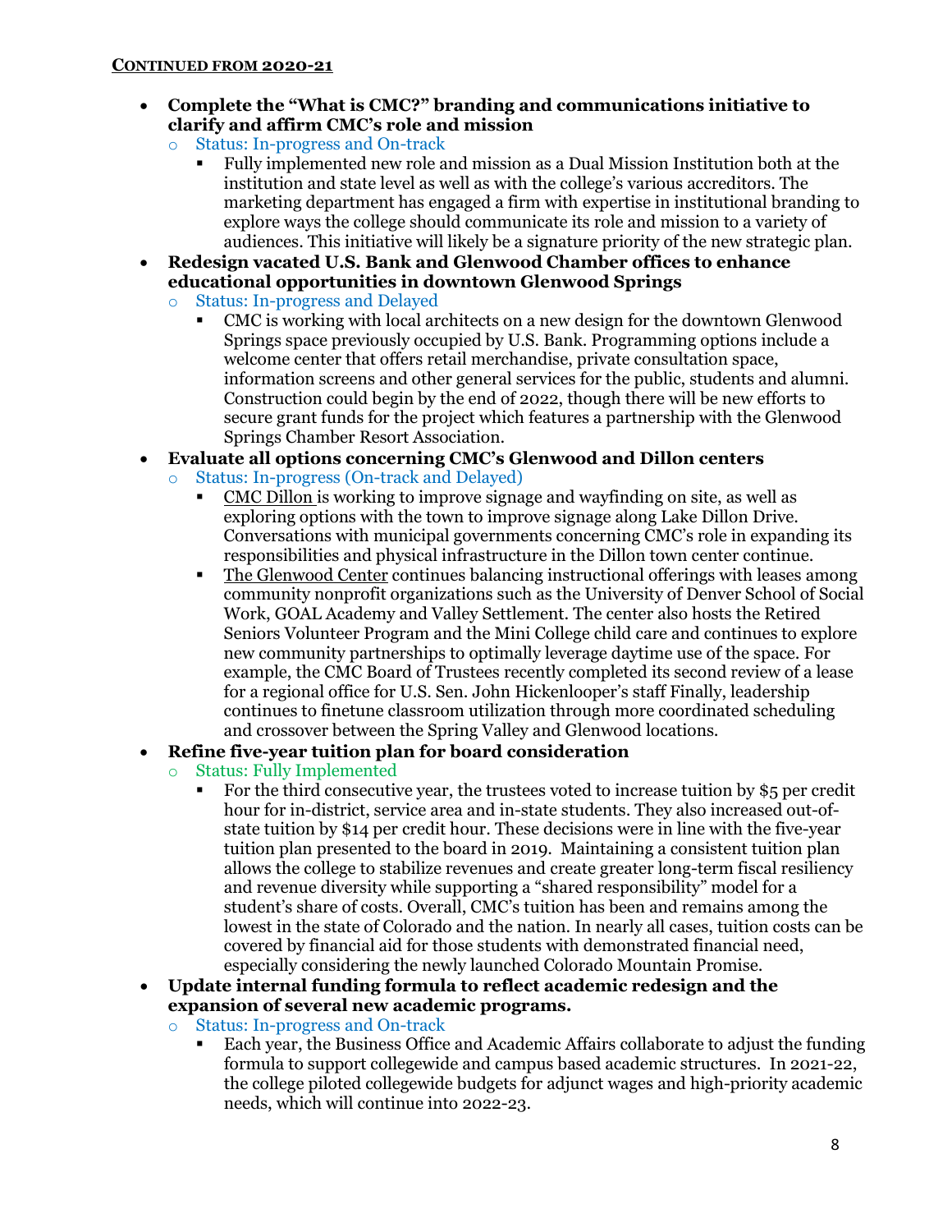**CONTINUED FROM 2020-21**

- **Complete the "What is CMC?" branding and communications initiative to clarify and affirm CMC's role and mission**
  - Status: In-progress and On-track
    - Fully implemented new role and mission as a Dual Mission Institution both at the institution and state level as well as with the college's various accreditors. The marketing department has engaged a firm with expertise in institutional branding to explore ways the college should communicate its role and mission to a variety of audiences. This initiative will likely be a signature priority of the new strategic plan.
- **Redesign vacated U.S. Bank and Glenwood Chamber offices to enhance educational opportunities in downtown Glenwood Springs**
  - Status: In-progress and Delayed
    - CMC is working with local architects on a new design for the downtown Glenwood Springs space previously occupied by U.S. Bank. Programming options include a welcome center that offers retail merchandise, private consultation space, information screens and other general services for the public, students and alumni. Construction could begin by the end of 2022, though there will be new efforts to secure grant funds for the project which features a partnership with the Glenwood Springs Chamber Resort Association.
- **Evaluate all options concerning CMC's Glenwood and Dillon centers**
  - Status: In-progress (On-track and Delayed)
    - CMC Dillon is working to improve signage and wayfinding on site, as well as exploring options with the town to improve signage along Lake Dillon Drive. Conversations with municipal governments concerning CMC's role in expanding its responsibilities and physical infrastructure in the Dillon town center continue.
    - The Glenwood Center continues balancing instructional offerings with leases among community nonprofit organizations such as the University of Denver School of Social Work, GOAL Academy and Valley Settlement. The center also hosts the Retired Seniors Volunteer Program and the Mini College child care and continues to explore new community partnerships to optimally leverage daytime use of the space. For example, the CMC Board of Trustees recently completed its second review of a lease for a regional office for U.S. Sen. John Hickenlooper's staff Finally, leadership continues to finetune classroom utilization through more coordinated scheduling and crossover between the Spring Valley and Glenwood locations.
- **Refine five-year tuition plan for board consideration**
  - Status: Fully Implemented
    - For the third consecutive year, the trustees voted to increase tuition by $5 per credit hour for in-district, service area and in-state students. They also increased out-of-state tuition by $14 per credit hour. These decisions were in line with the five-year tuition plan presented to the board in 2019. Maintaining a consistent tuition plan allows the college to stabilize revenues and create greater long-term fiscal resiliency and revenue diversity while supporting a "shared responsibility" model for a student's share of costs. Overall, CMC's tuition has been and remains among the lowest in the state of Colorado and the nation. In nearly all cases, tuition costs can be covered by financial aid for those students with demonstrated financial need, especially considering the newly launched Colorado Mountain Promise.
- **Update internal funding formula to reflect academic redesign and the expansion of several new academic programs.**
  - Status: In-progress and On-track
    - Each year, the Business Office and Academic Affairs collaborate to adjust the funding formula to support collegewide and campus based academic structures. In 2021-22, the college piloted collegewide budgets for adjunct wages and high-priority academic needs, which will continue into 2022-23.